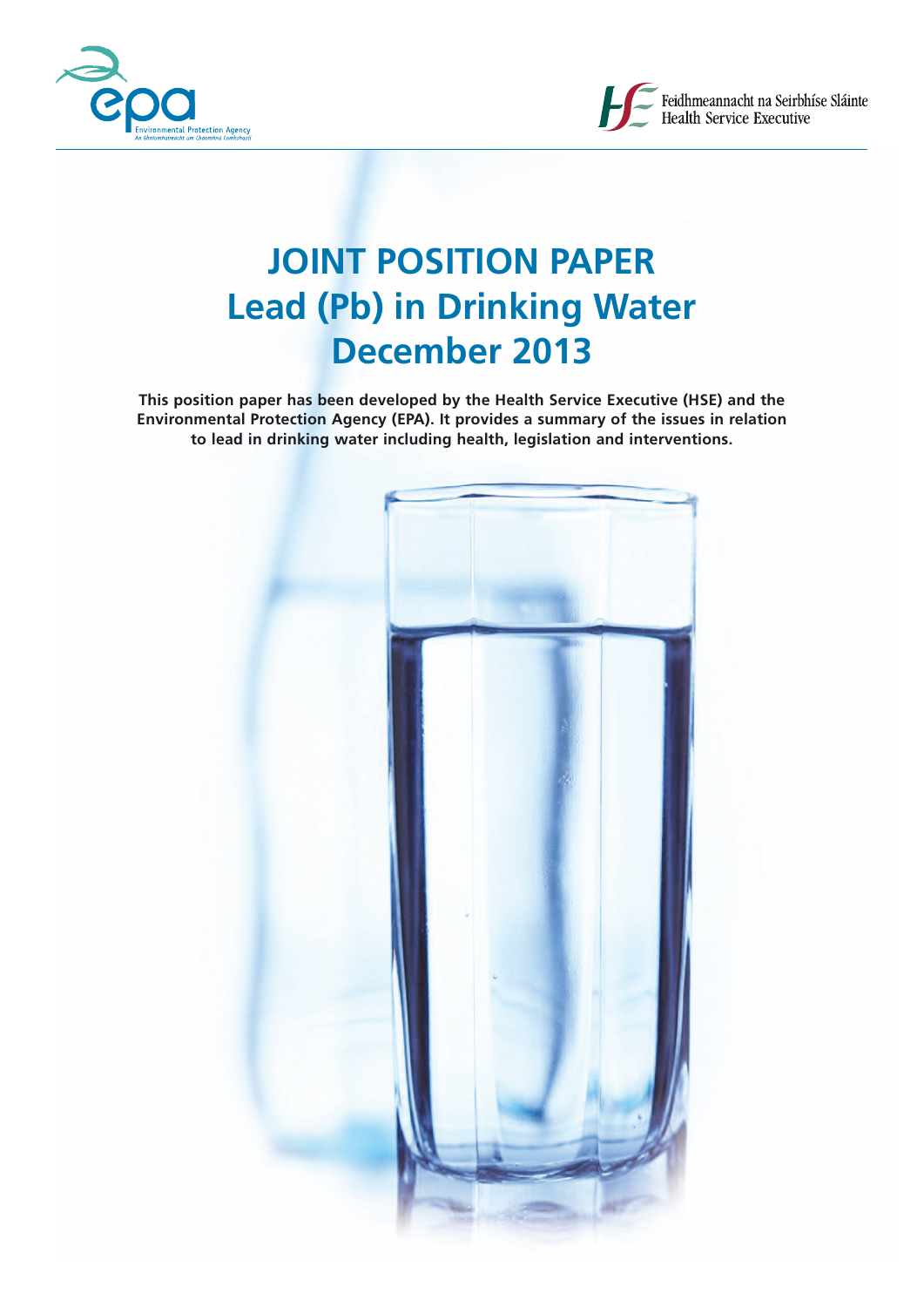# JOINT POSITION PAPER
# Lead (Pb) in Drinking Water
# December 2013

**This position paper has been developed by the Health Service Executive (HSE) and the Environmental Protection Agency (EPA). It provides a summary of the issues in relation to lead in drinking water including health, legislation and interventions.**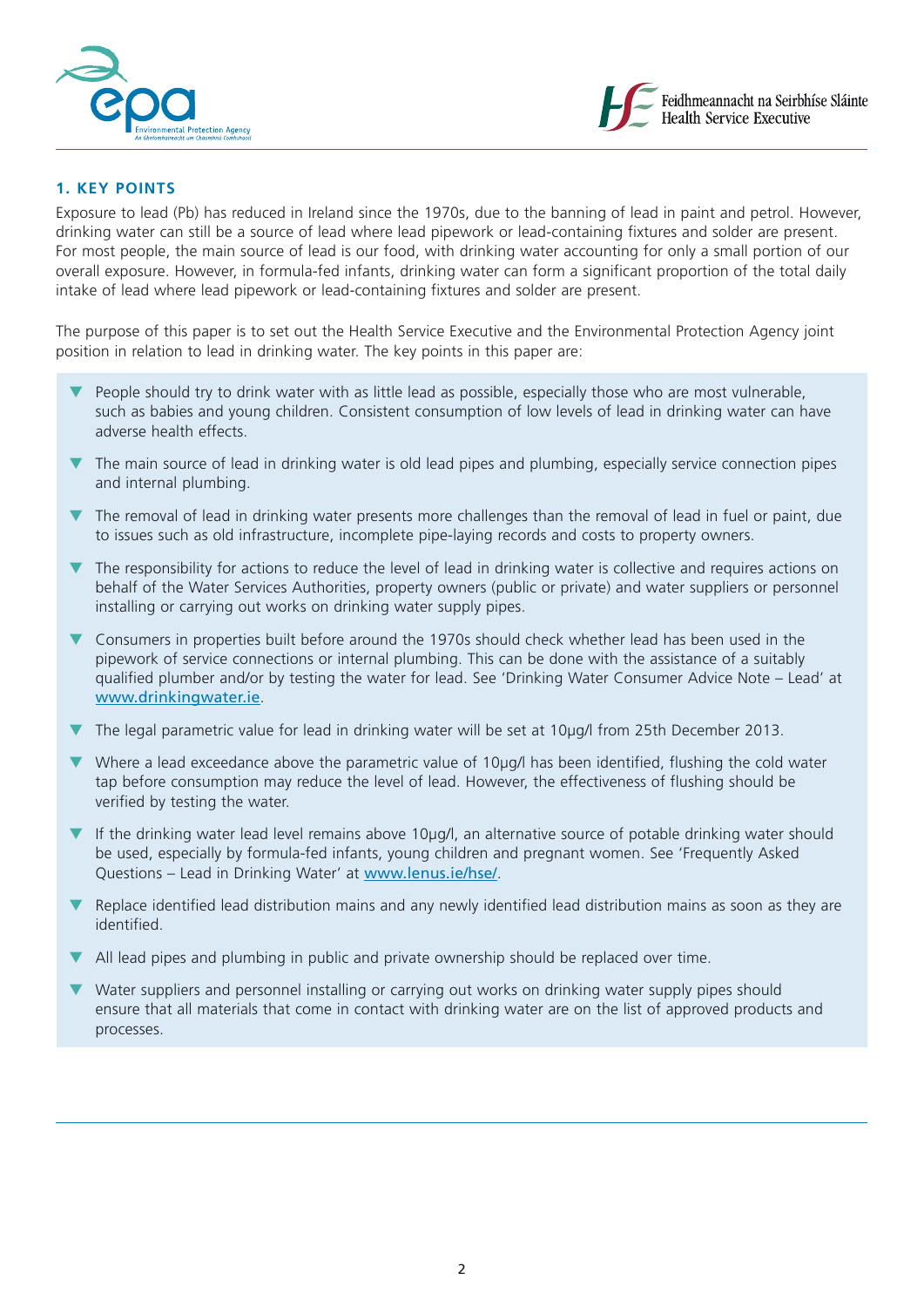## 1. KEY POINTS

Exposure to lead (Pb) has reduced in Ireland since the 1970s, due to the banning of lead in paint and petrol. However, drinking water can still be a source of lead where lead pipework or lead-containing fixtures and solder are present. For most people, the main source of lead is our food, with drinking water accounting for only a small portion of our overall exposure. However, in formula-fed infants, drinking water can form a significant proportion of the total daily intake of lead where lead pipework or lead-containing fixtures and solder are present.

The purpose of this paper is to set out the Health Service Executive and the Environmental Protection Agency joint position in relation to lead in drinking water. The key points in this paper are:

- People should try to drink water with as little lead as possible, especially those who are most vulnerable, such as babies and young children. Consistent consumption of low levels of lead in drinking water can have adverse health effects.
- The main source of lead in drinking water is old lead pipes and plumbing, especially service connection pipes and internal plumbing.
- The removal of lead in drinking water presents more challenges than the removal of lead in fuel or paint, due to issues such as old infrastructure, incomplete pipe-laying records and costs to property owners.
- The responsibility for actions to reduce the level of lead in drinking water is collective and requires actions on behalf of the Water Services Authorities, property owners (public or private) and water suppliers or personnel installing or carrying out works on drinking water supply pipes.
- Consumers in properties built before around the 1970s should check whether lead has been used in the pipework of service connections or internal plumbing. This can be done with the assistance of a suitably qualified plumber and/or by testing the water for lead. See 'Drinking Water Consumer Advice Note – Lead' at www.drinkingwater.ie.
- The legal parametric value for lead in drinking water will be set at 10µg/l from 25th December 2013.
- Where a lead exceedance above the parametric value of 10µg/l has been identified, flushing the cold water tap before consumption may reduce the level of lead. However, the effectiveness of flushing should be verified by testing the water.
- If the drinking water lead level remains above 10µg/l, an alternative source of potable drinking water should be used, especially by formula-fed infants, young children and pregnant women. See 'Frequently Asked Questions – Lead in Drinking Water' at www.lenus.ie/hse/.
- Replace identified lead distribution mains and any newly identified lead distribution mains as soon as they are identified.
- All lead pipes and plumbing in public and private ownership should be replaced over time.
- Water suppliers and personnel installing or carrying out works on drinking water supply pipes should ensure that all materials that come in contact with drinking water are on the list of approved products and processes.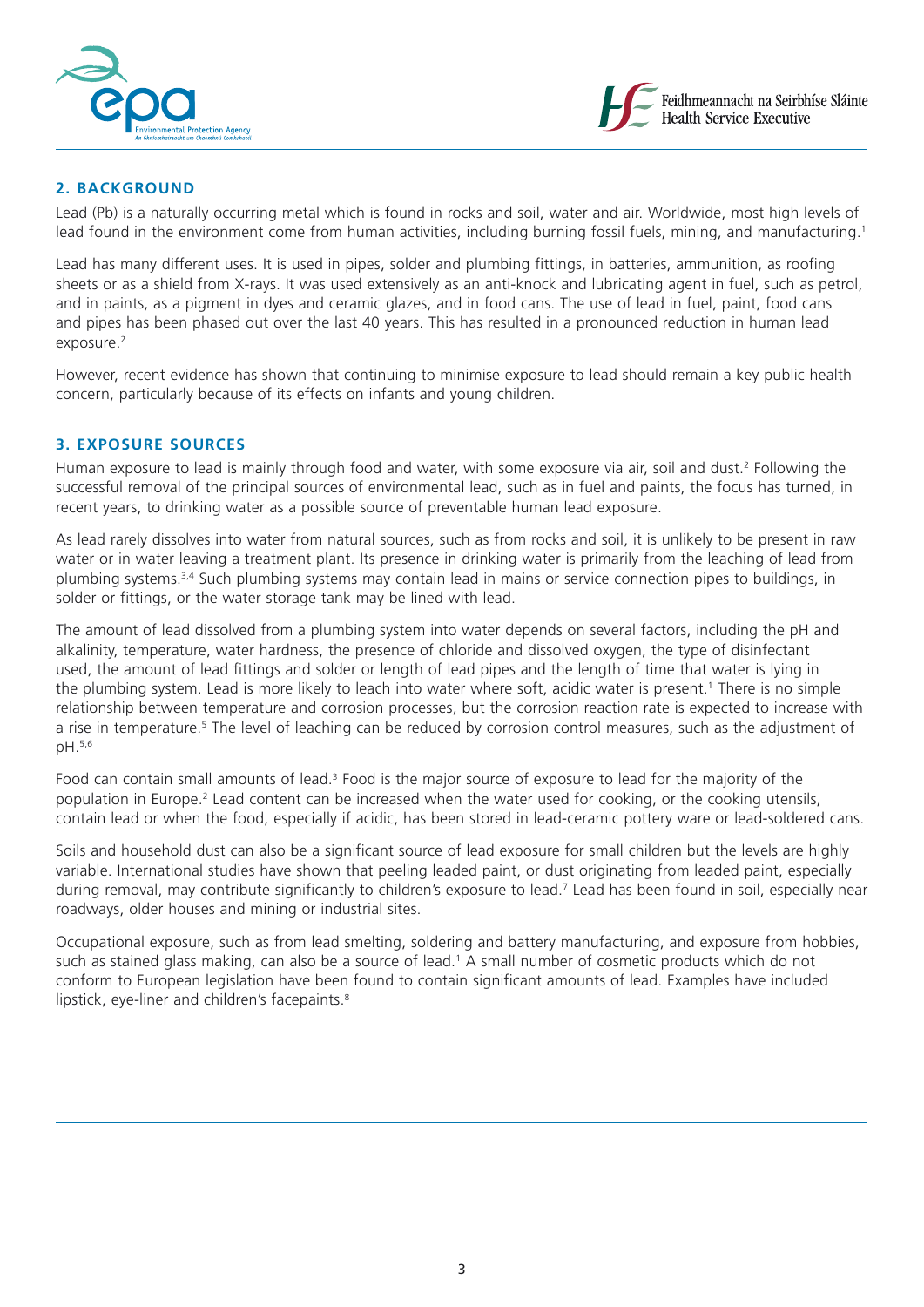## 2. BACKGROUND

Lead (Pb) is a naturally occurring metal which is found in rocks and soil, water and air. Worldwide, most high levels of lead found in the environment come from human activities, including burning fossil fuels, mining, and manufacturing.[1]

Lead has many different uses. It is used in pipes, solder and plumbing fittings, in batteries, ammunition, as roofing sheets or as a shield from X-rays. It was used extensively as an anti-knock and lubricating agent in fuel, such as petrol, and in paints, as a pigment in dyes and ceramic glazes, and in food cans. The use of lead in fuel, paint, food cans and pipes has been phased out over the last 40 years. This has resulted in a pronounced reduction in human lead exposure.[2]

However, recent evidence has shown that continuing to minimise exposure to lead should remain a key public health concern, particularly because of its effects on infants and young children.

## 3. EXPOSURE SOURCES

Human exposure to lead is mainly through food and water, with some exposure via air, soil and dust.[2] Following the successful removal of the principal sources of environmental lead, such as in fuel and paints, the focus has turned, in recent years, to drinking water as a possible source of preventable human lead exposure.

As lead rarely dissolves into water from natural sources, such as from rocks and soil, it is unlikely to be present in raw water or in water leaving a treatment plant. Its presence in drinking water is primarily from the leaching of lead from plumbing systems.[3,4] Such plumbing systems may contain lead in mains or service connection pipes to buildings, in solder or fittings, or the water storage tank may be lined with lead.

The amount of lead dissolved from a plumbing system into water depends on several factors, including the pH and alkalinity, temperature, water hardness, the presence of chloride and dissolved oxygen, the type of disinfectant used, the amount of lead fittings and solder or length of lead pipes and the length of time that water is lying in the plumbing system. Lead is more likely to leach into water where soft, acidic water is present.[1] There is no simple relationship between temperature and corrosion processes, but the corrosion reaction rate is expected to increase with a rise in temperature.[5] The level of leaching can be reduced by corrosion control measures, such as the adjustment of pH.[5,6]

Food can contain small amounts of lead.[3] Food is the major source of exposure to lead for the majority of the population in Europe.[2] Lead content can be increased when the water used for cooking, or the cooking utensils, contain lead or when the food, especially if acidic, has been stored in lead-ceramic pottery ware or lead-soldered cans.

Soils and household dust can also be a significant source of lead exposure for small children but the levels are highly variable. International studies have shown that peeling leaded paint, or dust originating from leaded paint, especially during removal, may contribute significantly to children's exposure to lead.[7] Lead has been found in soil, especially near roadways, older houses and mining or industrial sites.

Occupational exposure, such as from lead smelting, soldering and battery manufacturing, and exposure from hobbies, such as stained glass making, can also be a source of lead.[1] A small number of cosmetic products which do not conform to European legislation have been found to contain significant amounts of lead. Examples have included lipstick, eye-liner and children's facepaints.[8]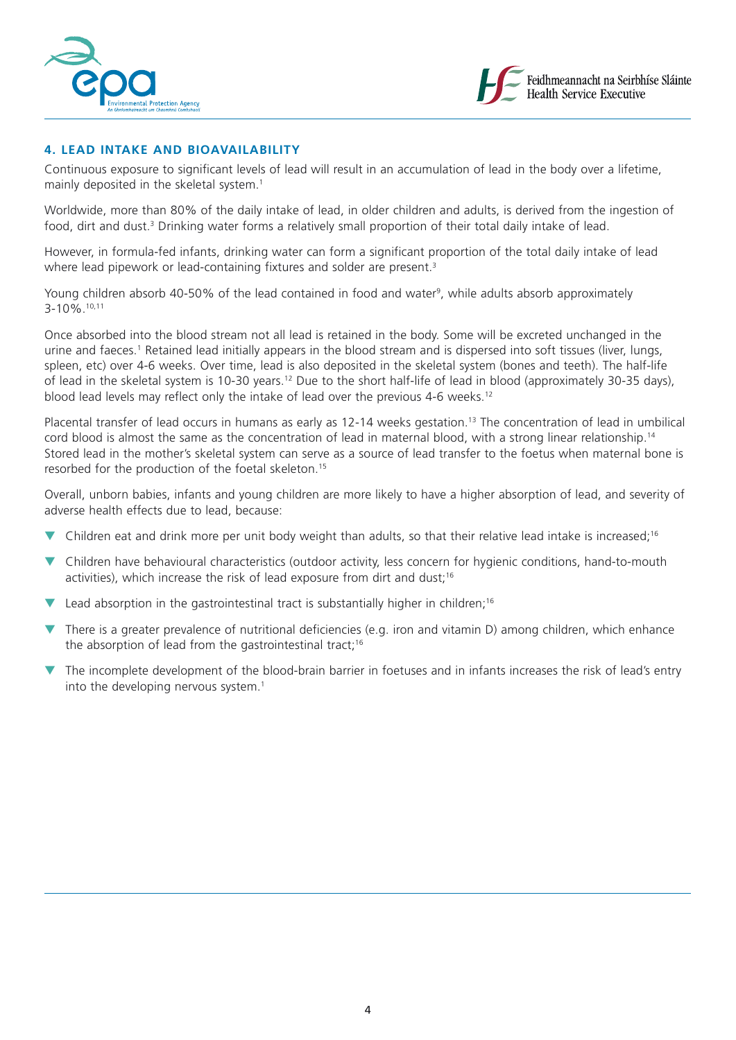## 4. LEAD INTAKE AND BIOAVAILABILITY

Continuous exposure to significant levels of lead will result in an accumulation of lead in the body over a lifetime, mainly deposited in the skeletal system.[1]

Worldwide, more than 80% of the daily intake of lead, in older children and adults, is derived from the ingestion of food, dirt and dust.[3] Drinking water forms a relatively small proportion of their total daily intake of lead.

However, in formula-fed infants, drinking water can form a significant proportion of the total daily intake of lead where lead pipework or lead-containing fixtures and solder are present.[3]

Young children absorb 40-50% of the lead contained in food and water[9], while adults absorb approximately 3-10%.[10,11]

Once absorbed into the blood stream not all lead is retained in the body. Some will be excreted unchanged in the urine and faeces.[1] Retained lead initially appears in the blood stream and is dispersed into soft tissues (liver, lungs, spleen, etc) over 4-6 weeks. Over time, lead is also deposited in the skeletal system (bones and teeth). The half-life of lead in the skeletal system is 10-30 years.[12] Due to the short half-life of lead in blood (approximately 30-35 days), blood lead levels may reflect only the intake of lead over the previous 4-6 weeks.[12]

Placental transfer of lead occurs in humans as early as 12-14 weeks gestation.[13] The concentration of lead in umbilical cord blood is almost the same as the concentration of lead in maternal blood, with a strong linear relationship.[14] Stored lead in the mother's skeletal system can serve as a source of lead transfer to the foetus when maternal bone is resorbed for the production of the foetal skeleton.[15]

Overall, unborn babies, infants and young children are more likely to have a higher absorption of lead, and severity of adverse health effects due to lead, because:

- Children eat and drink more per unit body weight than adults, so that their relative lead intake is increased;[16]
- Children have behavioural characteristics (outdoor activity, less concern for hygienic conditions, hand-to-mouth activities), which increase the risk of lead exposure from dirt and dust;[16]
- Lead absorption in the gastrointestinal tract is substantially higher in children;[16]
- There is a greater prevalence of nutritional deficiencies (e.g. iron and vitamin D) among children, which enhance the absorption of lead from the gastrointestinal tract;[16]
- The incomplete development of the blood-brain barrier in foetuses and in infants increases the risk of lead's entry into the developing nervous system.[1]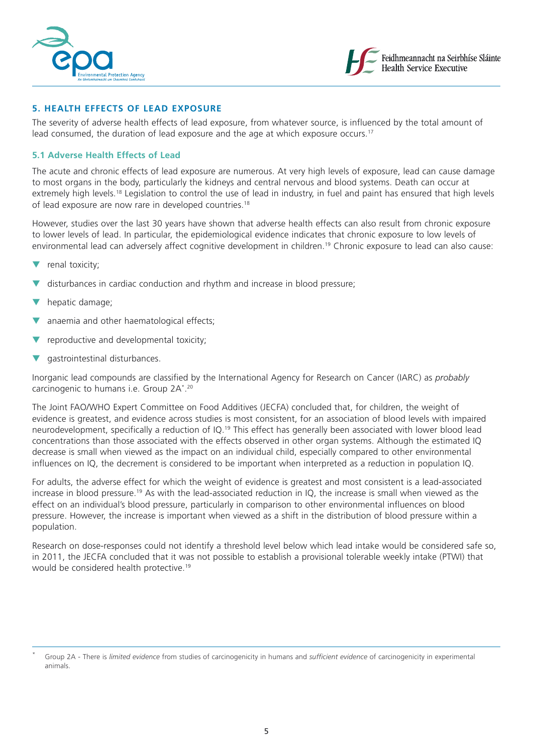## 5. HEALTH EFFECTS OF LEAD EXPOSURE

The severity of adverse health effects of lead exposure, from whatever source, is influenced by the total amount of lead consumed, the duration of lead exposure and the age at which exposure occurs.[17]

### 5.1 Adverse Health Effects of Lead

The acute and chronic effects of lead exposure are numerous. At very high levels of exposure, lead can cause damage to most organs in the body, particularly the kidneys and central nervous and blood systems. Death can occur at extremely high levels.[18] Legislation to control the use of lead in industry, in fuel and paint has ensured that high levels of lead exposure are now rare in developed countries.[18]

However, studies over the last 30 years have shown that adverse health effects can also result from chronic exposure to lower levels of lead. In particular, the epidemiological evidence indicates that chronic exposure to low levels of environmental lead can adversely affect cognitive development in children.[19] Chronic exposure to lead can also cause:

- renal toxicity;
- disturbances in cardiac conduction and rhythm and increase in blood pressure;
- hepatic damage;
- anaemia and other haematological effects;
- reproductive and developmental toxicity;
- gastrointestinal disturbances.

Inorganic lead compounds are classified by the International Agency for Research on Cancer (IARC) as *probably* carcinogenic to humans i.e. Group 2A*.[20]

The Joint FAO/WHO Expert Committee on Food Additives (JECFA) concluded that, for children, the weight of evidence is greatest, and evidence across studies is most consistent, for an association of blood levels with impaired neurodevelopment, specifically a reduction of IQ.[19] This effect has generally been associated with lower blood lead concentrations than those associated with the effects observed in other organ systems. Although the estimated IQ decrease is small when viewed as the impact on an individual child, especially compared to other environmental influences on IQ, the decrement is considered to be important when interpreted as a reduction in population IQ.

For adults, the adverse effect for which the weight of evidence is greatest and most consistent is a lead-associated increase in blood pressure.[19] As with the lead-associated reduction in IQ, the increase is small when viewed as the effect on an individual's blood pressure, particularly in comparison to other environmental influences on blood pressure. However, the increase is important when viewed as a shift in the distribution of blood pressure within a population.

Research on dose-responses could not identify a threshold level below which lead intake would be considered safe so, in 2011, the JECFA concluded that it was not possible to establish a provisional tolerable weekly intake (PTWI) that would be considered health protective.[19]

---

* Group 2A - There is *limited evidence* from studies of carcinogenicity in humans and *sufficient evidence* of carcinogenicity in experimental animals.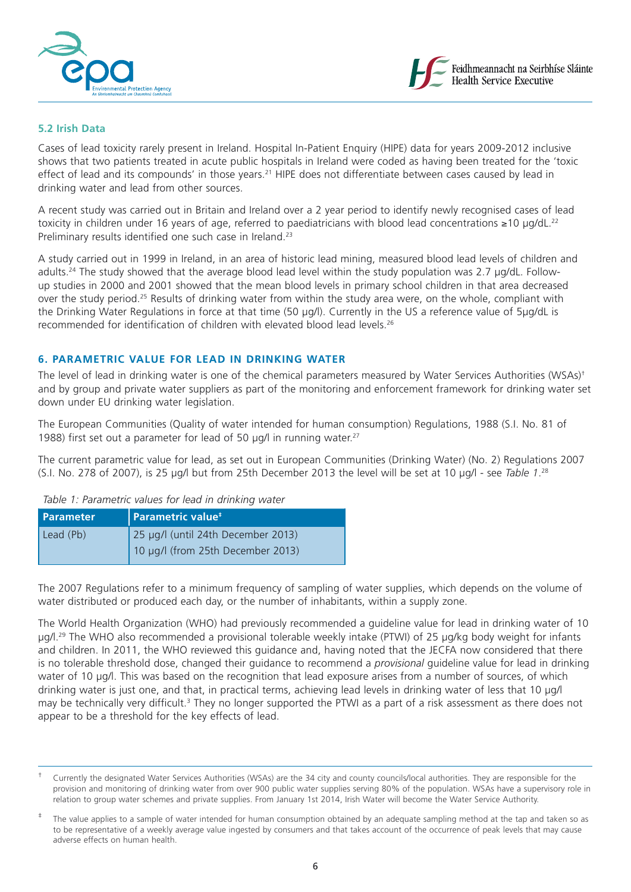## 5.2 Irish Data

Cases of lead toxicity rarely present in Ireland. Hospital In-Patient Enquiry (HIPE) data for years 2009-2012 inclusive shows that two patients treated in acute public hospitals in Ireland were coded as having been treated for the 'toxic effect of lead and its compounds' in those years.[21] HIPE does not differentiate between cases caused by lead in drinking water and lead from other sources.

A recent study was carried out in Britain and Ireland over a 2 year period to identify newly recognised cases of lead toxicity in children under 16 years of age, referred to paediatricians with blood lead concentrations ≥10 µg/dL.[22] Preliminary results identified one such case in Ireland.[23]

A study carried out in 1999 in Ireland, in an area of historic lead mining, measured blood lead levels of children and adults.[24] The study showed that the average blood lead level within the study population was 2.7 µg/dL. Follow-up studies in 2000 and 2001 showed that the mean blood levels in primary school children in that area decreased over the study period.[25] Results of drinking water from within the study area were, on the whole, compliant with the Drinking Water Regulations in force at that time (50 µg/l). Currently in the US a reference value of 5µg/dL is recommended for identification of children with elevated blood lead levels.[26]

# 6. PARAMETRIC VALUE FOR LEAD IN DRINKING WATER

The level of lead in drinking water is one of the chemical parameters measured by Water Services Authorities (WSAs)[†] and by group and private water suppliers as part of the monitoring and enforcement framework for drinking water set down under EU drinking water legislation.

The European Communities (Quality of water intended for human consumption) Regulations, 1988 (S.I. No. 81 of 1988) first set out a parameter for lead of 50 µg/l in running water.[27]

The current parametric value for lead, as set out in European Communities (Drinking Water) (No. 2) Regulations 2007 (S.I. No. 278 of 2007), is 25 µg/l but from 25th December 2013 the level will be set at 10 µg/l - see *Table 1*.[28]

*Table 1: Parametric values for lead in drinking water*

| Parameter | Parametric value[‡] |
|---|---|
| Lead (Pb) | 25 µg/l (until 24th December 2013)<br>10 µg/l (from 25th December 2013) |

The 2007 Regulations refer to a minimum frequency of sampling of water supplies, which depends on the volume of water distributed or produced each day, or the number of inhabitants, within a supply zone.

The World Health Organization (WHO) had previously recommended a guideline value for lead in drinking water of 10 µg/l.[29] The WHO also recommended a provisional tolerable weekly intake (PTWI) of 25 µg/kg body weight for infants and children. In 2011, the WHO reviewed this guidance and, having noted that the JECFA now considered that there is no tolerable threshold dose, changed their guidance to recommend a *provisional* guideline value for lead in drinking water of 10 µg/l. This was based on the recognition that lead exposure arises from a number of sources, of which drinking water is just one, and that, in practical terms, achieving lead levels in drinking water of less that 10 µg/l may be technically very difficult.[3] They no longer supported the PTWI as a part of a risk assessment as there does not appear to be a threshold for the key effects of lead.

---

[†] Currently the designated Water Services Authorities (WSAs) are the 34 city and county councils/local authorities. They are responsible for the provision and monitoring of drinking water from over 900 public water supplies serving 80% of the population. WSAs have a supervisory role in relation to group water schemes and private supplies. From January 1st 2014, Irish Water will become the Water Service Authority.

[‡] The value applies to a sample of water intended for human consumption obtained by an adequate sampling method at the tap and taken so as to be representative of a weekly average value ingested by consumers and that takes account of the occurrence of peak levels that may cause adverse effects on human health.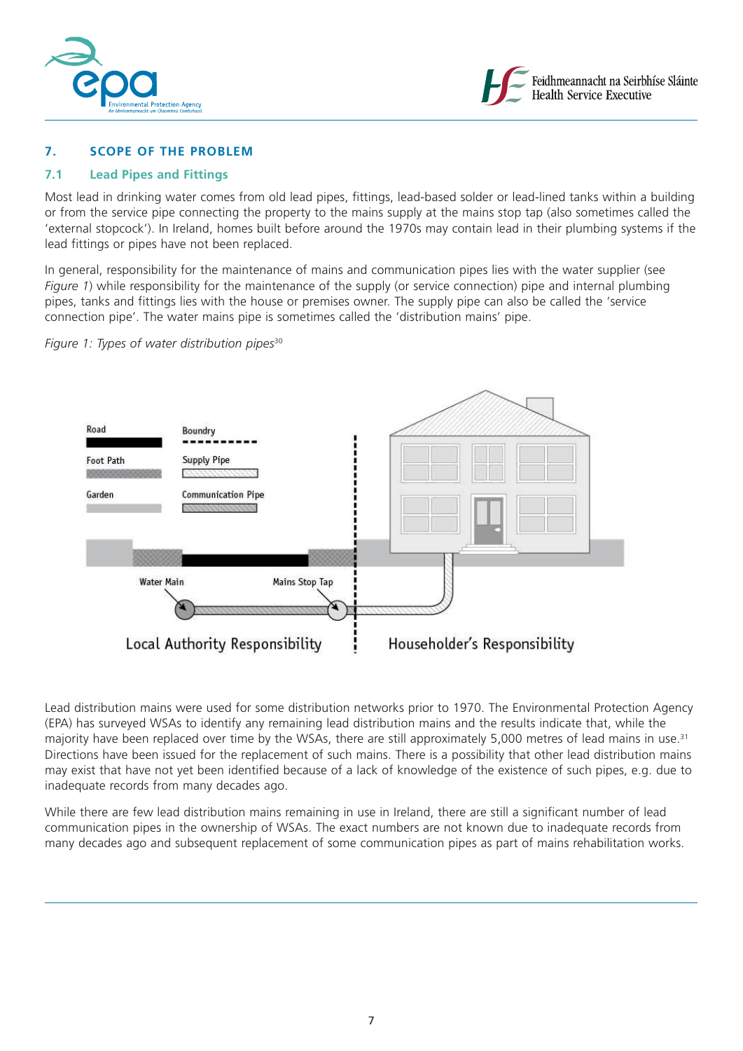## 7. SCOPE OF THE PROBLEM

### 7.1 Lead Pipes and Fittings

Most lead in drinking water comes from old lead pipes, fittings, lead-based solder or lead-lined tanks within a building or from the service pipe connecting the property to the mains supply at the mains stop tap (also sometimes called the 'external stopcock'). In Ireland, homes built before around the 1970s may contain lead in their plumbing systems if the lead fittings or pipes have not been replaced.

In general, responsibility for the maintenance of mains and communication pipes lies with the water supplier (see *Figure 1*) while responsibility for the maintenance of the supply (or service connection) pipe and internal plumbing pipes, tanks and fittings lies with the house or premises owner. The supply pipe can also be called the 'service connection pipe'. The water mains pipe is sometimes called the 'distribution mains' pipe.

*Figure 1: Types of water distribution pipes*[30]

Road
Boundry
Foot Path
Supply Pipe
Garden
Communication Pipe
Water Main
Mains Stop Tap
Local Authority Responsibility
Householder's Responsibility

Lead distribution mains were used for some distribution networks prior to 1970. The Environmental Protection Agency (EPA) has surveyed WSAs to identify any remaining lead distribution mains and the results indicate that, while the majority have been replaced over time by the WSAs, there are still approximately 5,000 metres of lead mains in use.[31] Directions have been issued for the replacement of such mains. There is a possibility that other lead distribution mains may exist that have not yet been identified because of a lack of knowledge of the existence of such pipes, e.g. due to inadequate records from many decades ago.

While there are few lead distribution mains remaining in use in Ireland, there are still a significant number of lead communication pipes in the ownership of WSAs. The exact numbers are not known due to inadequate records from many decades ago and subsequent replacement of some communication pipes as part of mains rehabilitation works.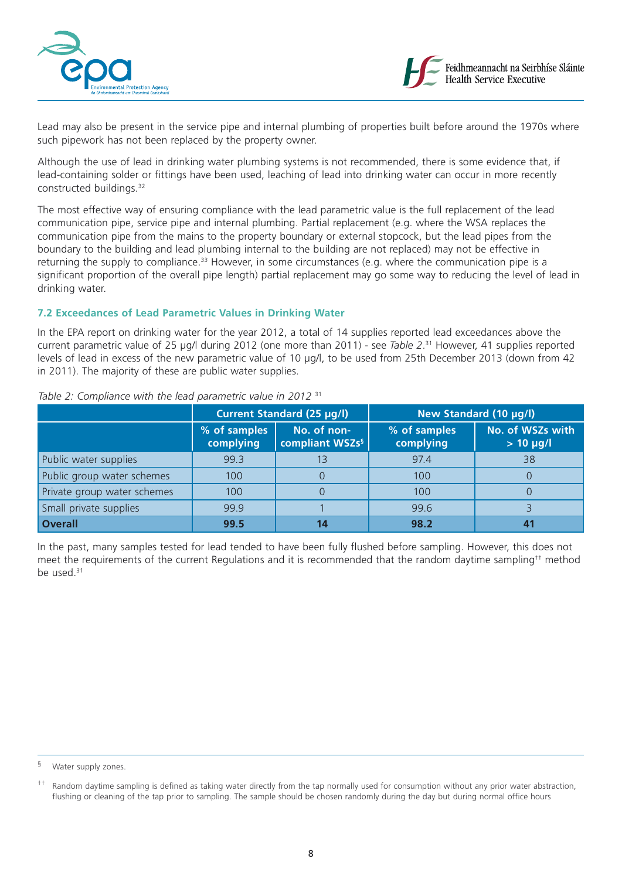Lead may also be present in the service pipe and internal plumbing of properties built before around the 1970s where such pipework has not been replaced by the property owner.

Although the use of lead in drinking water plumbing systems is not recommended, there is some evidence that, if lead-containing solder or fittings have been used, leaching of lead into drinking water can occur in more recently constructed buildings.[32]

The most effective way of ensuring compliance with the lead parametric value is the full replacement of the lead communication pipe, service pipe and internal plumbing. Partial replacement (e.g. where the WSA replaces the communication pipe from the mains to the property boundary or external stopcock, but the lead pipes from the boundary to the building and lead plumbing internal to the building are not replaced) may not be effective in returning the supply to compliance.[33] However, in some circumstances (e.g. where the communication pipe is a significant proportion of the overall pipe length) partial replacement may go some way to reducing the level of lead in drinking water.

### 7.2 Exceedances of Lead Parametric Values in Drinking Water

In the EPA report on drinking water for the year 2012, a total of 14 supplies reported lead exceedances above the current parametric value of 25 µg/l during 2012 (one more than 2011) - see *Table 2*.[31] However, 41 supplies reported levels of lead in excess of the new parametric value of 10 µg/l, to be used from 25th December 2013 (down from 42 in 2011). The majority of these are public water supplies.

*Table 2: Compliance with the lead parametric value in 2012* [31]

| | Current Standard (25 µg/l) | | New Standard (10 µg/l) | |
|---|---|---|---|---|
| | % of samples complying | No. of non-compliant WSZs[§] | % of samples complying | No. of WSZs with > 10 µg/l |
| Public water supplies | 99.3 | 13 | 97.4 | 38 |
| Public group water schemes | 100 | 0 | 100 | 0 |
| Private group water schemes | 100 | 0 | 100 | 0 |
| Small private supplies | 99.9 | 1 | 99.6 | 3 |
| **Overall** | **99.5** | **14** | **98.2** | **41** |

In the past, many samples tested for lead tended to have been fully flushed before sampling. However, this does not meet the requirements of the current Regulations and it is recommended that the random daytime sampling[††] method be used.[31]

---

[§] Water supply zones.

[††] Random daytime sampling is defined as taking water directly from the tap normally used for consumption without any prior water abstraction, flushing or cleaning of the tap prior to sampling. The sample should be chosen randomly during the day but during normal office hours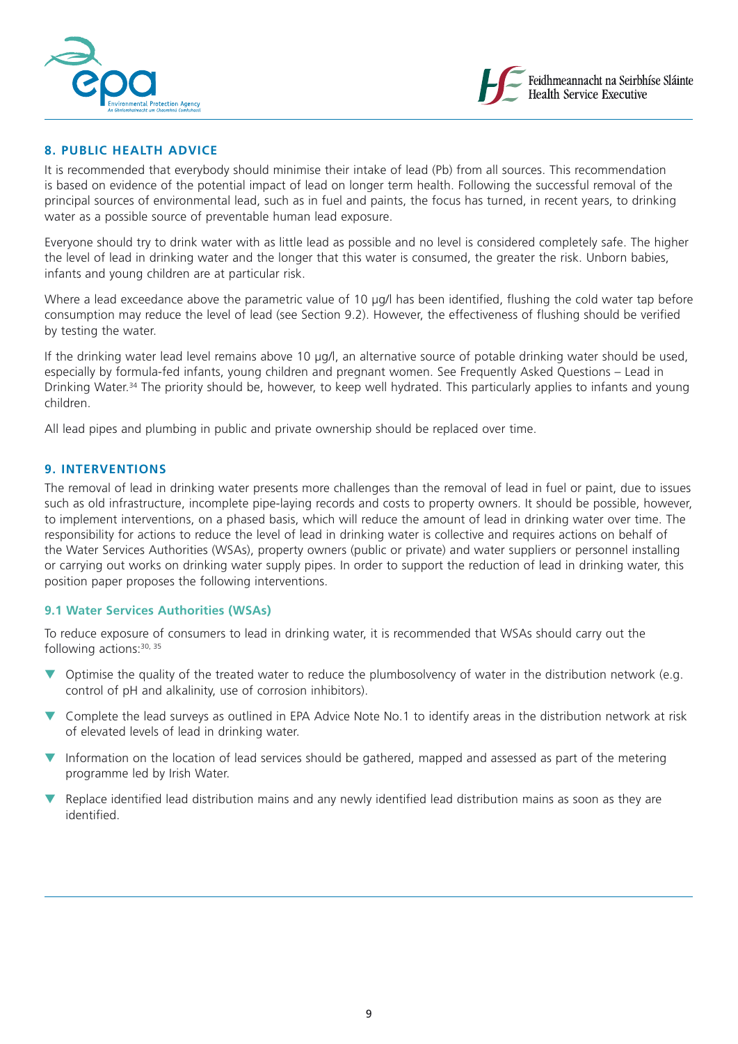## 8. PUBLIC HEALTH ADVICE

It is recommended that everybody should minimise their intake of lead (Pb) from all sources. This recommendation is based on evidence of the potential impact of lead on longer term health. Following the successful removal of the principal sources of environmental lead, such as in fuel and paints, the focus has turned, in recent years, to drinking water as a possible source of preventable human lead exposure.

Everyone should try to drink water with as little lead as possible and no level is considered completely safe. The higher the level of lead in drinking water and the longer that this water is consumed, the greater the risk. Unborn babies, infants and young children are at particular risk.

Where a lead exceedance above the parametric value of 10 µg/l has been identified, flushing the cold water tap before consumption may reduce the level of lead (see Section 9.2). However, the effectiveness of flushing should be verified by testing the water.

If the drinking water lead level remains above 10 µg/l, an alternative source of potable drinking water should be used, especially by formula-fed infants, young children and pregnant women. See Frequently Asked Questions – Lead in Drinking Water.[34] The priority should be, however, to keep well hydrated. This particularly applies to infants and young children.

All lead pipes and plumbing in public and private ownership should be replaced over time.

## 9. INTERVENTIONS

The removal of lead in drinking water presents more challenges than the removal of lead in fuel or paint, due to issues such as old infrastructure, incomplete pipe-laying records and costs to property owners. It should be possible, however, to implement interventions, on a phased basis, which will reduce the amount of lead in drinking water over time. The responsibility for actions to reduce the level of lead in drinking water is collective and requires actions on behalf of the Water Services Authorities (WSAs), property owners (public or private) and water suppliers or personnel installing or carrying out works on drinking water supply pipes. In order to support the reduction of lead in drinking water, this position paper proposes the following interventions.

### 9.1 Water Services Authorities (WSAs)

To reduce exposure of consumers to lead in drinking water, it is recommended that WSAs should carry out the following actions:[30, 35]

- Optimise the quality of the treated water to reduce the plumbosolvency of water in the distribution network (e.g. control of pH and alkalinity, use of corrosion inhibitors).
- Complete the lead surveys as outlined in EPA Advice Note No.1 to identify areas in the distribution network at risk of elevated levels of lead in drinking water.
- Information on the location of lead services should be gathered, mapped and assessed as part of the metering programme led by Irish Water.
- Replace identified lead distribution mains and any newly identified lead distribution mains as soon as they are identified.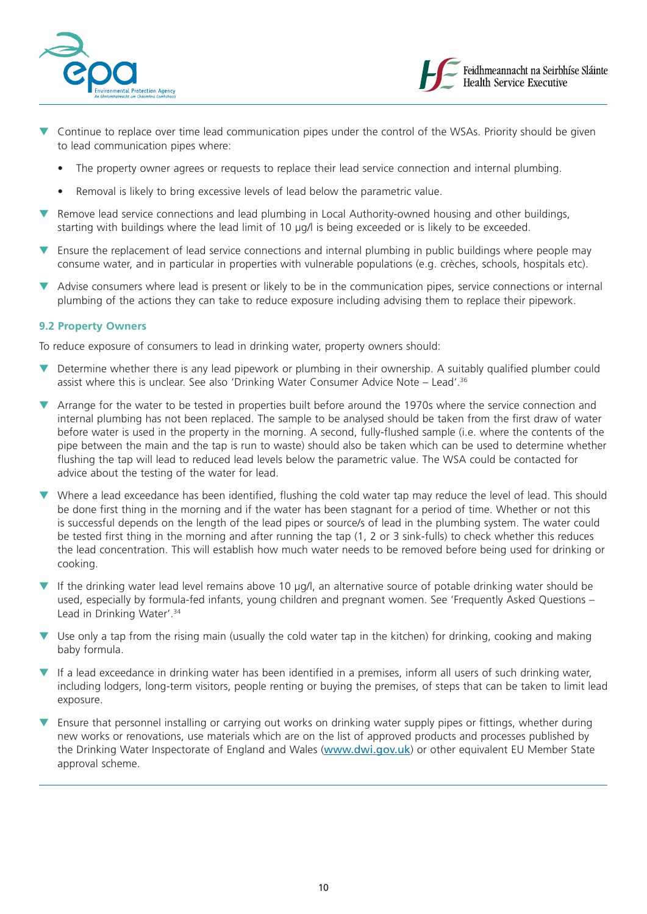- Continue to replace over time lead communication pipes under the control of the WSAs. Priority should be given to lead communication pipes where:
  - The property owner agrees or requests to replace their lead service connection and internal plumbing.
  - Removal is likely to bring excessive levels of lead below the parametric value.
- Remove lead service connections and lead plumbing in Local Authority-owned housing and other buildings, starting with buildings where the lead limit of 10 µg/l is being exceeded or is likely to be exceeded.
- Ensure the replacement of lead service connections and internal plumbing in public buildings where people may consume water, and in particular in properties with vulnerable populations (e.g. crèches, schools, hospitals etc).
- Advise consumers where lead is present or likely to be in the communication pipes, service connections or internal plumbing of the actions they can take to reduce exposure including advising them to replace their pipework.

### 9.2 Property Owners

To reduce exposure of consumers to lead in drinking water, property owners should:

- Determine whether there is any lead pipework or plumbing in their ownership. A suitably qualified plumber could assist where this is unclear. See also 'Drinking Water Consumer Advice Note – Lead'.[36]
- Arrange for the water to be tested in properties built before around the 1970s where the service connection and internal plumbing has not been replaced. The sample to be analysed should be taken from the first draw of water before water is used in the property in the morning. A second, fully-flushed sample (i.e. where the contents of the pipe between the main and the tap is run to waste) should also be taken which can be used to determine whether flushing the tap will lead to reduced lead levels below the parametric value. The WSA could be contacted for advice about the testing of the water for lead.
- Where a lead exceedance has been identified, flushing the cold water tap may reduce the level of lead. This should be done first thing in the morning and if the water has been stagnant for a period of time. Whether or not this is successful depends on the length of the lead pipes or source/s of lead in the plumbing system. The water could be tested first thing in the morning and after running the tap (1, 2 or 3 sink-fulls) to check whether this reduces the lead concentration. This will establish how much water needs to be removed before being used for drinking or cooking.
- If the drinking water lead level remains above 10 µg/l, an alternative source of potable drinking water should be used, especially by formula-fed infants, young children and pregnant women. See 'Frequently Asked Questions – Lead in Drinking Water'.[34]
- Use only a tap from the rising main (usually the cold water tap in the kitchen) for drinking, cooking and making baby formula.
- If a lead exceedance in drinking water has been identified in a premises, inform all users of such drinking water, including lodgers, long-term visitors, people renting or buying the premises, of steps that can be taken to limit lead exposure.
- Ensure that personnel installing or carrying out works on drinking water supply pipes or fittings, whether during new works or renovations, use materials which are on the list of approved products and processes published by the Drinking Water Inspectorate of England and Wales (www.dwi.gov.uk) or other equivalent EU Member State approval scheme.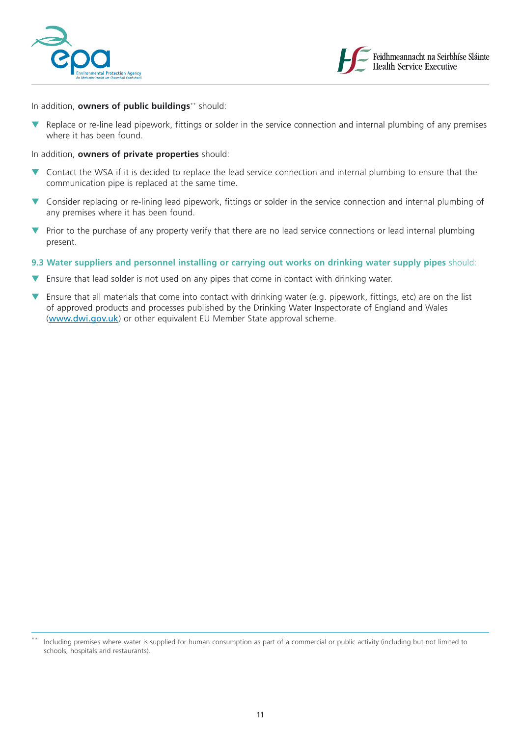In addition, **owners of public buildings**[**] should:

- Replace or re-line lead pipework, fittings or solder in the service connection and internal plumbing of any premises where it has been found.

In addition, **owners of private properties** should:

- Contact the WSA if it is decided to replace the lead service connection and internal plumbing to ensure that the communication pipe is replaced at the same time.
- Consider replacing or re-lining lead pipework, fittings or solder in the service connection and internal plumbing of any premises where it has been found.
- Prior to the purchase of any property verify that there are no lead service connections or lead internal plumbing present.

**9.3 Water suppliers and personnel installing or carrying out works on drinking water supply pipes** should:

- Ensure that lead solder is not used on any pipes that come in contact with drinking water.
- Ensure that all materials that come into contact with drinking water (e.g. pipework, fittings, etc) are on the list of approved products and processes published by the Drinking Water Inspectorate of England and Wales (www.dwi.gov.uk) or other equivalent EU Member State approval scheme.

[**] Including premises where water is supplied for human consumption as part of a commercial or public activity (including but not limited to schools, hospitals and restaurants).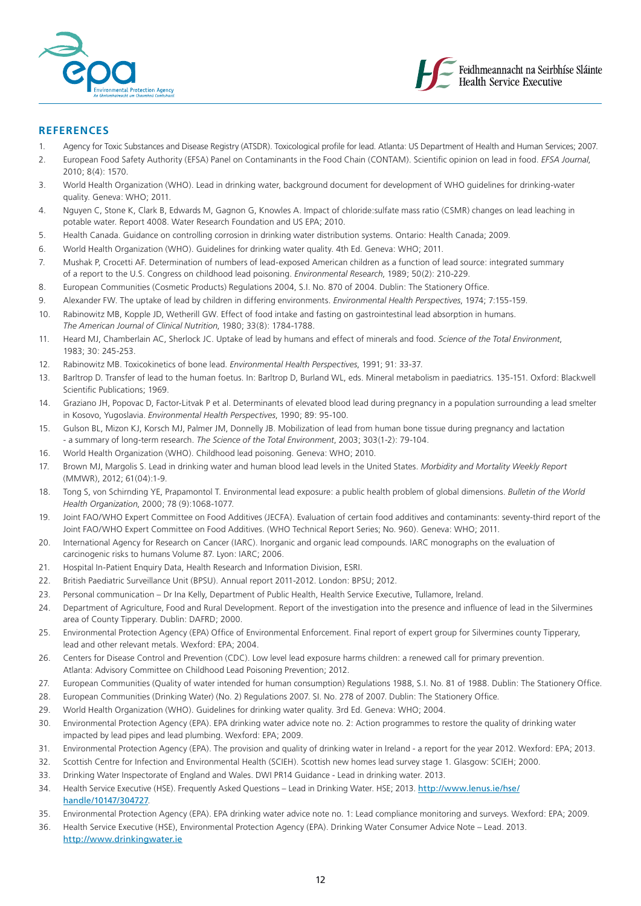## REFERENCES

1. Agency for Toxic Substances and Disease Registry (ATSDR). Toxicological profile for lead. Atlanta: US Department of Health and Human Services; 2007.
2. European Food Safety Authority (EFSA) Panel on Contaminants in the Food Chain (CONTAM). Scientific opinion on lead in food. *EFSA Journal*, 2010; 8(4): 1570.
3. World Health Organization (WHO). Lead in drinking water, background document for development of WHO guidelines for drinking-water quality. Geneva: WHO; 2011.
4. Nguyen C, Stone K, Clark B, Edwards M, Gagnon G, Knowles A. Impact of chloride:sulfate mass ratio (CSMR) changes on lead leaching in potable water. Report 4008. Water Research Foundation and US EPA; 2010.
5. Health Canada. Guidance on controlling corrosion in drinking water distribution systems. Ontario: Health Canada; 2009.
6. World Health Organization (WHO). Guidelines for drinking water quality. 4th Ed. Geneva: WHO; 2011.
7. Mushak P, Crocetti AF. Determination of numbers of lead-exposed American children as a function of lead source: integrated summary of a report to the U.S. Congress on childhood lead poisoning. *Environmental Research*, 1989; 50(2): 210-229.
8. European Communities (Cosmetic Products) Regulations 2004, S.I. No. 870 of 2004. Dublin: The Stationery Office.
9. Alexander FW. The uptake of lead by children in differing environments. *Environmental Health Perspectives*, 1974; 7:155-159.
10. Rabinowitz MB, Kopple JD, Wetherill GW. Effect of food intake and fasting on gastrointestinal lead absorption in humans. *The American Journal of Clinical Nutrition*, 1980; 33(8): 1784-1788.
11. Heard MJ, Chamberlain AC, Sherlock JC. Uptake of lead by humans and effect of minerals and food. *Science of the Total Environment*, 1983; 30: 245-253.
12. Rabinowitz MB. Toxicokinetics of bone lead. *Environmental Health Perspectives*, 1991; 91: 33-37.
13. Barltrop D. Transfer of lead to the human foetus. In: Barltrop D, Burland WL, eds. Mineral metabolism in paediatrics. 135-151. Oxford: Blackwell Scientific Publications; 1969.
14. Graziano JH, Popovac D, Factor-Litvak P et al. Determinants of elevated blood lead during pregnancy in a population surrounding a lead smelter in Kosovo, Yugoslavia. *Environmental Health Perspectives*, 1990; 89: 95-100.
15. Gulson BL, Mizon KJ, Korsch MJ, Palmer JM, Donnelly JB. Mobilization of lead from human bone tissue during pregnancy and lactation - a summary of long-term research. *The Science of the Total Environment*, 2003; 303(1-2): 79-104.
16. World Health Organization (WHO). Childhood lead poisoning. Geneva: WHO; 2010.
17. Brown MJ, Margolis S. Lead in drinking water and human blood lead levels in the United States. *Morbidity and Mortality Weekly Report* (MMWR), 2012; 61(04):1-9.
18. Tong S, von Schirnding YE, Prapamontol T. Environmental lead exposure: a public health problem of global dimensions. *Bulletin of the World Health Organization*, 2000; 78 (9):1068-1077.
19. Joint FAO/WHO Expert Committee on Food Additives (JECFA). Evaluation of certain food additives and contaminants: seventy-third report of the Joint FAO/WHO Expert Committee on Food Additives. (WHO Technical Report Series; No. 960). Geneva: WHO; 2011.
20. International Agency for Research on Cancer (IARC). Inorganic and organic lead compounds. IARC monographs on the evaluation of carcinogenic risks to humans Volume 87. Lyon: IARC; 2006.
21. Hospital In-Patient Enquiry Data, Health Research and Information Division, ESRI.
22. British Paediatric Surveillance Unit (BPSU). Annual report 2011-2012. London: BPSU; 2012.
23. Personal communication – Dr Ina Kelly, Department of Public Health, Health Service Executive, Tullamore, Ireland.
24. Department of Agriculture, Food and Rural Development. Report of the investigation into the presence and influence of lead in the Silvermines area of County Tipperary. Dublin: DAFRD; 2000.
25. Environmental Protection Agency (EPA) Office of Environmental Enforcement. Final report of expert group for Silvermines county Tipperary, lead and other relevant metals. Wexford: EPA; 2004.
26. Centers for Disease Control and Prevention (CDC). Low level lead exposure harms children: a renewed call for primary prevention. Atlanta: Advisory Committee on Childhood Lead Poisoning Prevention; 2012.
27. European Communities (Quality of water intended for human consumption) Regulations 1988, S.I. No. 81 of 1988. Dublin: The Stationery Office.
28. European Communities (Drinking Water) (No. 2) Regulations 2007. SI. No. 278 of 2007. Dublin: The Stationery Office.
29. World Health Organization (WHO). Guidelines for drinking water quality. 3rd Ed. Geneva: WHO; 2004.
30. Environmental Protection Agency (EPA). EPA drinking water advice note no. 2: Action programmes to restore the quality of drinking water impacted by lead pipes and lead plumbing. Wexford: EPA; 2009.
31. Environmental Protection Agency (EPA). The provision and quality of drinking water in Ireland - a report for the year 2012. Wexford: EPA; 2013.
32. Scottish Centre for Infection and Environmental Health (SCIEH). Scottish new homes lead survey stage 1. Glasgow: SCIEH; 2000.
33. Drinking Water Inspectorate of England and Wales. DWI PR14 Guidance - Lead in drinking water. 2013.
34. Health Service Executive (HSE). Frequently Asked Questions – Lead in Drinking Water. HSE; 2013. http://www.lenus.ie/hse/handle/10147/304727.
35. Environmental Protection Agency (EPA). EPA drinking water advice note no. 1: Lead compliance monitoring and surveys. Wexford: EPA; 2009.
36. Health Service Executive (HSE), Environmental Protection Agency (EPA). Drinking Water Consumer Advice Note – Lead. 2013. http://www.drinkingwater.ie